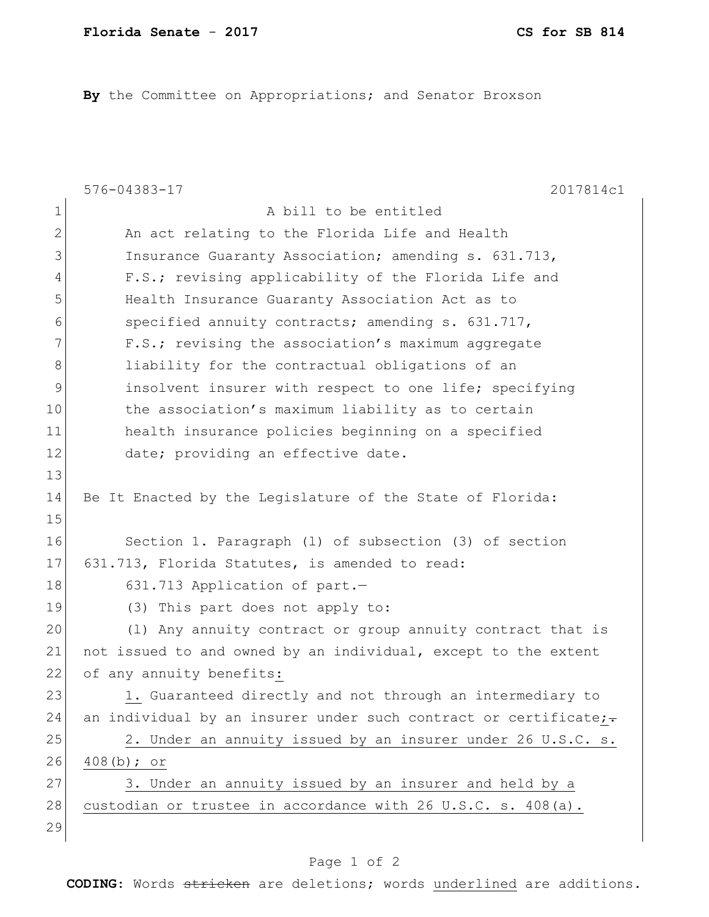**By** the Committee on Appropriations; and Senator Broxson

576-04383-17 2017814c1

A bill to be entitled

An act relating to the Florida Life and Health Insurance Guaranty Association; amending s. 631.713, F.S.; revising applicability of the Florida Life and Health Insurance Guaranty Association Act as to specified annuity contracts; amending s. 631.717, F.S.; revising the association's maximum aggregate liability for the contractual obligations of an insolvent insurer with respect to one life; specifying the association's maximum liability as to certain health insurance policies beginning on a specified date; providing an effective date.

Be It Enacted by the Legislature of the State of Florida:

Section 1. Paragraph (l) of subsection (3) of section 631.713, Florida Statutes, is amended to read:

631.713 Application of part.—

(3) This part does not apply to:

(l) Any annuity contract or group annuity contract that is not issued to and owned by an individual, except to the extent of any annuity benefits<u>:</u>

<u>1.</u> Guaranteed directly and not through an intermediary to an individual by an insurer under such contract or certificate<u>;</u> ~~.~~

<u>2. Under an annuity issued by an insurer under 26 U.S.C. s. 408(b); or</u>

<u>3. Under an annuity issued by an insurer and held by a custodian or trustee in accordance with 26 U.S.C. s. 408(a).</u>

**CODING:** Words ~~stricken~~ are deletions; words <u>underlined</u> are additions.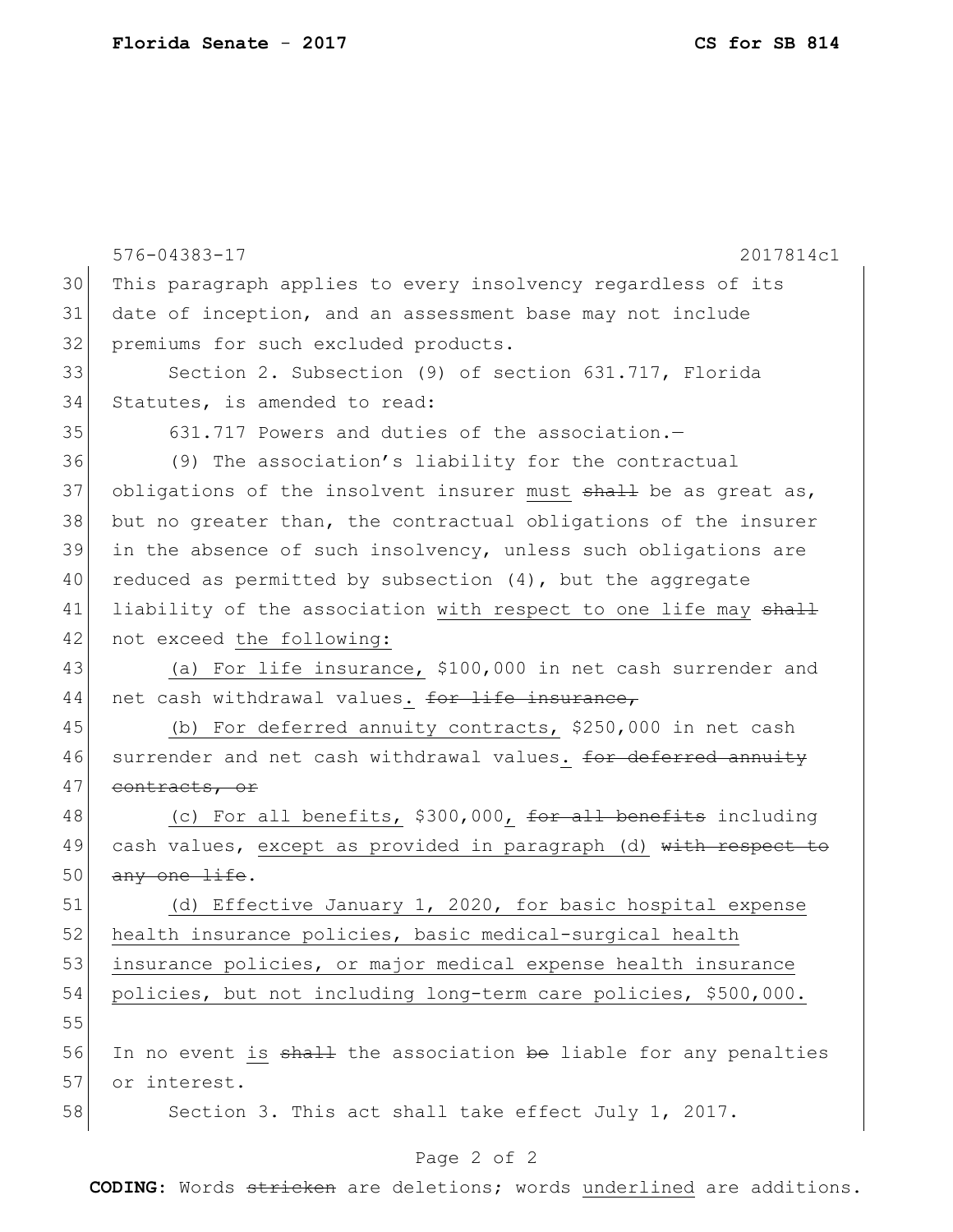576-04383-17 2017814c1

This paragraph applies to every insolvency regardless of its date of inception, and an assessment base may not include premiums for such excluded products.

Section 2. Subsection (9) of section 631.717, Florida Statutes, is amended to read:

631.717 Powers and duties of the association.—

(9) The association's liability for the contractual obligations of the insolvent insurer must ~~shall~~ be as great as, but no greater than, the contractual obligations of the insurer in the absence of such insolvency, unless such obligations are reduced as permitted by subsection (4), but the aggregate liability of the association with respect to one life may ~~shall~~ not exceed the following:

(a) For life insurance, $100,000 in net cash surrender and net cash withdrawal values. ~~for life insurance,~~

(b) For deferred annuity contracts, $250,000 in net cash surrender and net cash withdrawal values. ~~for deferred annuity contracts, or~~

(c) For all benefits, $300,000, ~~for all benefits~~ including cash values, except as provided in paragraph (d) ~~with respect to any one life~~.

(d) Effective January 1, 2020, for basic hospital expense health insurance policies, basic medical-surgical health insurance policies, or major medical expense health insurance policies, but not including long-term care policies, $500,000.

In no event is ~~shall~~ the association ~~be~~ liable for any penalties or interest.

Section 3. This act shall take effect July 1, 2017.

**CODING:** Words ~~stricken~~ are deletions; words underlined are additions.